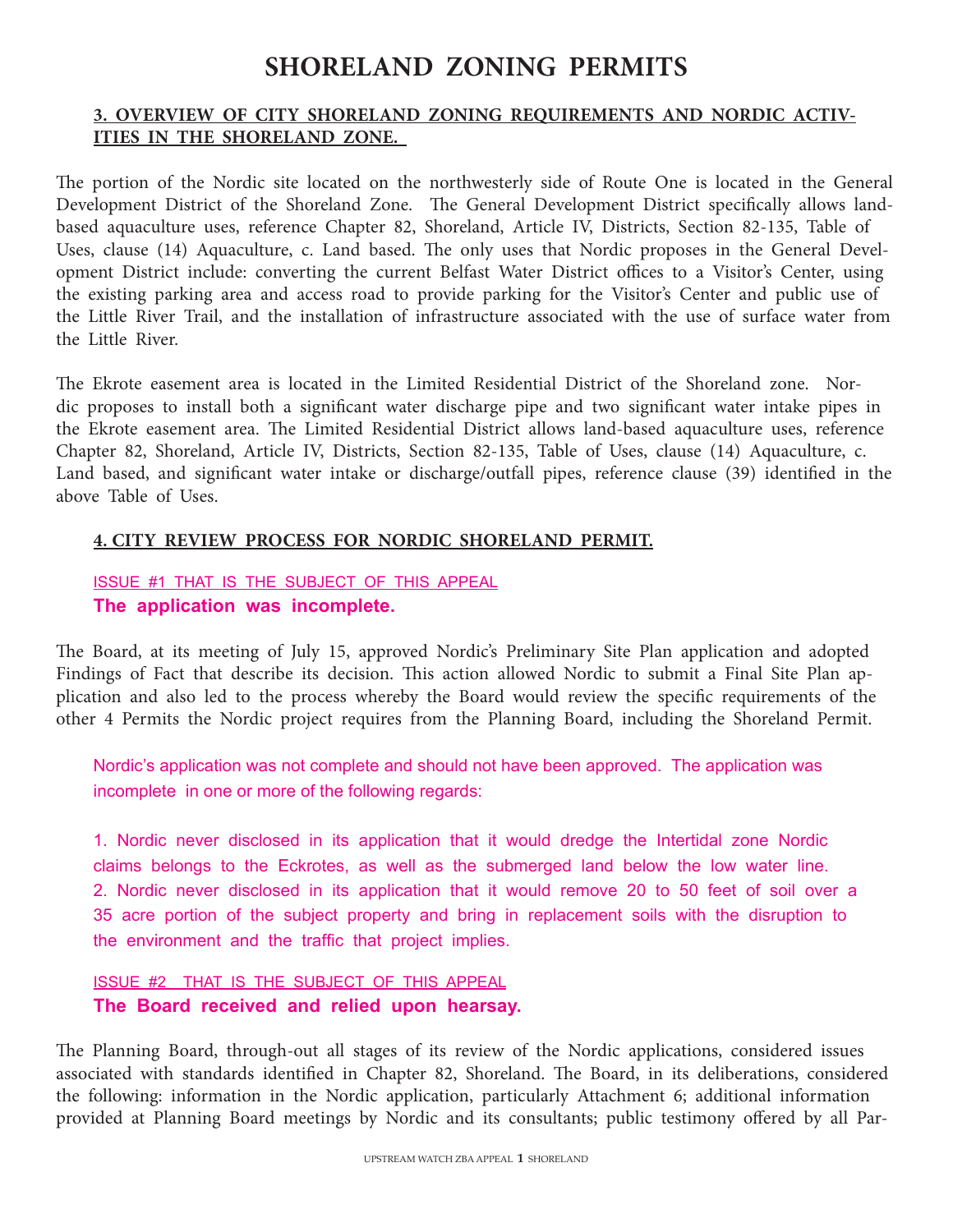# SHORELAND ZONING PERMITS

## 3. OVERVIEW OF CITY SHORELAND ZONING REQUIREMENTS AND NORDIC ACTIVITIES IN THE SHORELAND ZONE.

The portion of the Nordic site located on the northwesterly side of Route One is located in the General Development District of the Shoreland Zone. The General Development District specifically allows land-based aquaculture uses, reference Chapter 82, Shoreland, Article IV, Districts, Section 82-135, Table of Uses, clause (14) Aquaculture, c. Land based. The only uses that Nordic proposes in the General Development District include: converting the current Belfast Water District offices to a Visitor's Center, using the existing parking area and access road to provide parking for the Visitor's Center and public use of the Little River Trail, and the installation of infrastructure associated with the use of surface water from the Little River.

The Ekrote easement area is located in the Limited Residential District of the Shoreland zone. Nordic proposes to install both a significant water discharge pipe and two significant water intake pipes in the Ekrote easement area. The Limited Residential District allows land-based aquaculture uses, reference Chapter 82, Shoreland, Article IV, Districts, Section 82-135, Table of Uses, clause (14) Aquaculture, c. Land based, and significant water intake or discharge/outfall pipes, reference clause (39) identified in the above Table of Uses.

## 4. CITY REVIEW PROCESS FOR NORDIC SHORELAND PERMIT.

ISSUE #1 THAT IS THE SUBJECT OF THIS APPEAL

**The application was incomplete.**

The Board, at its meeting of July 15, approved Nordic's Preliminary Site Plan application and adopted Findings of Fact that describe its decision. This action allowed Nordic to submit a Final Site Plan application and also led to the process whereby the Board would review the specific requirements of the other 4 Permits the Nordic project requires from the Planning Board, including the Shoreland Permit.

Nordic's application was not complete and should not have been approved. The application was incomplete in one or more of the following regards:

1. Nordic never disclosed in its application that it would dredge the Intertidal zone Nordic claims belongs to the Eckrotes, as well as the submerged land below the low water line.
2. Nordic never disclosed in its application that it would remove 20 to 50 feet of soil over a 35 acre portion of the subject property and bring in replacement soils with the disruption to the environment and the traffic that project implies.

ISSUE #2 THAT IS THE SUBJECT OF THIS APPEAL

**The Board received and relied upon hearsay.**

The Planning Board, through-out all stages of its review of the Nordic applications, considered issues associated with standards identified in Chapter 82, Shoreland. The Board, in its deliberations, considered the following: information in the Nordic application, particularly Attachment 6; additional information provided at Planning Board meetings by Nordic and its consultants; public testimony offered by all Par-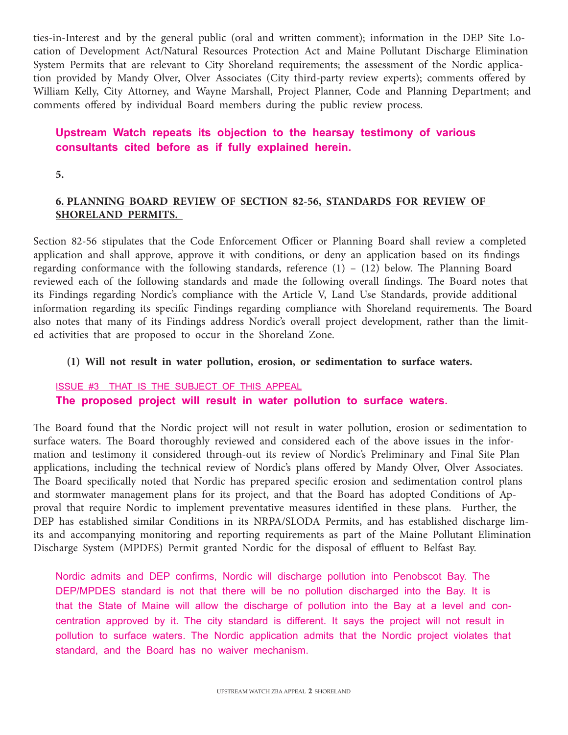ties-in-Interest and by the general public (oral and written comment); information in the DEP Site Location of Development Act/Natural Resources Protection Act and Maine Pollutant Discharge Elimination System Permits that are relevant to City Shoreland requirements; the assessment of the Nordic application provided by Mandy Olver, Olver Associates (City third-party review experts); comments offered by William Kelly, City Attorney, and Wayne Marshall, Project Planner, Code and Planning Department; and comments offered by individual Board members during the public review process.

**Upstream Watch repeats its objection to the hearsay testimony of various consultants cited before as if fully explained herein.**

**5.**

**6. PLANNING BOARD REVIEW OF SECTION 82-56, STANDARDS FOR REVIEW OF SHORELAND PERMITS.**

Section 82-56 stipulates that the Code Enforcement Officer or Planning Board shall review a completed application and shall approve, approve it with conditions, or deny an application based on its findings regarding conformance with the following standards, reference (1) – (12) below. The Planning Board reviewed each of the following standards and made the following overall findings. The Board notes that its Findings regarding Nordic's compliance with the Article V, Land Use Standards, provide additional information regarding its specific Findings regarding compliance with Shoreland requirements. The Board also notes that many of its Findings address Nordic's overall project development, rather than the limited activities that are proposed to occur in the Shoreland Zone.

**(1) Will not result in water pollution, erosion, or sedimentation to surface waters.**

ISSUE #3 THAT IS THE SUBJECT OF THIS APPEAL

**The proposed project will result in water pollution to surface waters.**

The Board found that the Nordic project will not result in water pollution, erosion or sedimentation to surface waters. The Board thoroughly reviewed and considered each of the above issues in the information and testimony it considered through-out its review of Nordic's Preliminary and Final Site Plan applications, including the technical review of Nordic's plans offered by Mandy Olver, Olver Associates. The Board specifically noted that Nordic has prepared specific erosion and sedimentation control plans and stormwater management plans for its project, and that the Board has adopted Conditions of Approval that require Nordic to implement preventative measures identified in these plans. Further, the DEP has established similar Conditions in its NRPA/SLODA Permits, and has established discharge limits and accompanying monitoring and reporting requirements as part of the Maine Pollutant Elimination Discharge System (MPDES) Permit granted Nordic for the disposal of effluent to Belfast Bay.

Nordic admits and DEP confirms, Nordic will discharge pollution into Penobscot Bay. The DEP/MPDES standard is not that there will be no pollution discharged into the Bay. It is that the State of Maine will allow the discharge of pollution into the Bay at a level and concentration approved by it. The city standard is different. It says the project will not result in pollution to surface waters. The Nordic application admits that the Nordic project violates that standard, and the Board has no waiver mechanism.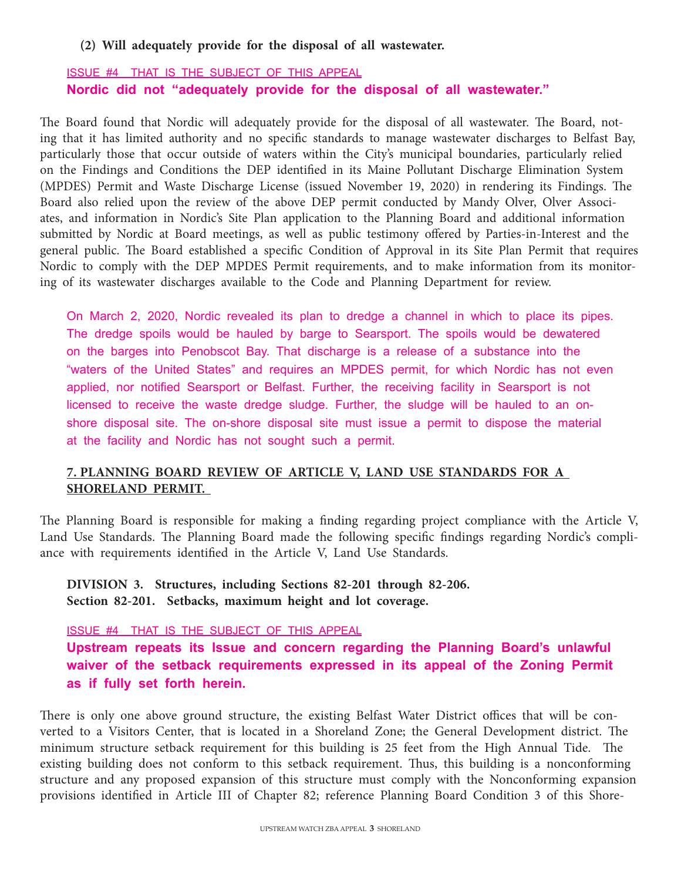**(2) Will adequately provide for the disposal of all wastewater.**

ISSUE #4 THAT IS THE SUBJECT OF THIS APPEAL

**Nordic did not "adequately provide for the disposal of all wastewater."**

The Board found that Nordic will adequately provide for the disposal of all wastewater. The Board, noting that it has limited authority and no specific standards to manage wastewater discharges to Belfast Bay, particularly those that occur outside of waters within the City's municipal boundaries, particularly relied on the Findings and Conditions the DEP identified in its Maine Pollutant Discharge Elimination System (MPDES) Permit and Waste Discharge License (issued November 19, 2020) in rendering its Findings. The Board also relied upon the review of the above DEP permit conducted by Mandy Olver, Olver Associates, and information in Nordic's Site Plan application to the Planning Board and additional information submitted by Nordic at Board meetings, as well as public testimony offered by Parties-in-Interest and the general public. The Board established a specific Condition of Approval in its Site Plan Permit that requires Nordic to comply with the DEP MPDES Permit requirements, and to make information from its monitoring of its wastewater discharges available to the Code and Planning Department for review.

On March 2, 2020, Nordic revealed its plan to dredge a channel in which to place its pipes. The dredge spoils would be hauled by barge to Searsport. The spoils would be dewatered on the barges into Penobscot Bay. That discharge is a release of a substance into the "waters of the United States" and requires an MPDES permit, for which Nordic has not even applied, nor notified Searsport or Belfast. Further, the receiving facility in Searsport is not licensed to receive the waste dredge sludge. Further, the sludge will be hauled to an on-shore disposal site. The on-shore disposal site must issue a permit to dispose the material at the facility and Nordic has not sought such a permit.

## 7. PLANNING BOARD REVIEW OF ARTICLE V, LAND USE STANDARDS FOR A SHORELAND PERMIT.

The Planning Board is responsible for making a finding regarding project compliance with the Article V, Land Use Standards. The Planning Board made the following specific findings regarding Nordic's compliance with requirements identified in the Article V, Land Use Standards.

**DIVISION 3. Structures, including Sections 82-201 through 82-206.**
**Section 82-201. Setbacks, maximum height and lot coverage.**

ISSUE #4 THAT IS THE SUBJECT OF THIS APPEAL

**Upstream repeats its Issue and concern regarding the Planning Board's unlawful waiver of the setback requirements expressed in its appeal of the Zoning Permit as if fully set forth herein.**

There is only one above ground structure, the existing Belfast Water District offices that will be converted to a Visitors Center, that is located in a Shoreland Zone; the General Development district. The minimum structure setback requirement for this building is 25 feet from the High Annual Tide. The existing building does not conform to this setback requirement. Thus, this building is a nonconforming structure and any proposed expansion of this structure must comply with the Nonconforming expansion provisions identified in Article III of Chapter 82; reference Planning Board Condition 3 of this Shore-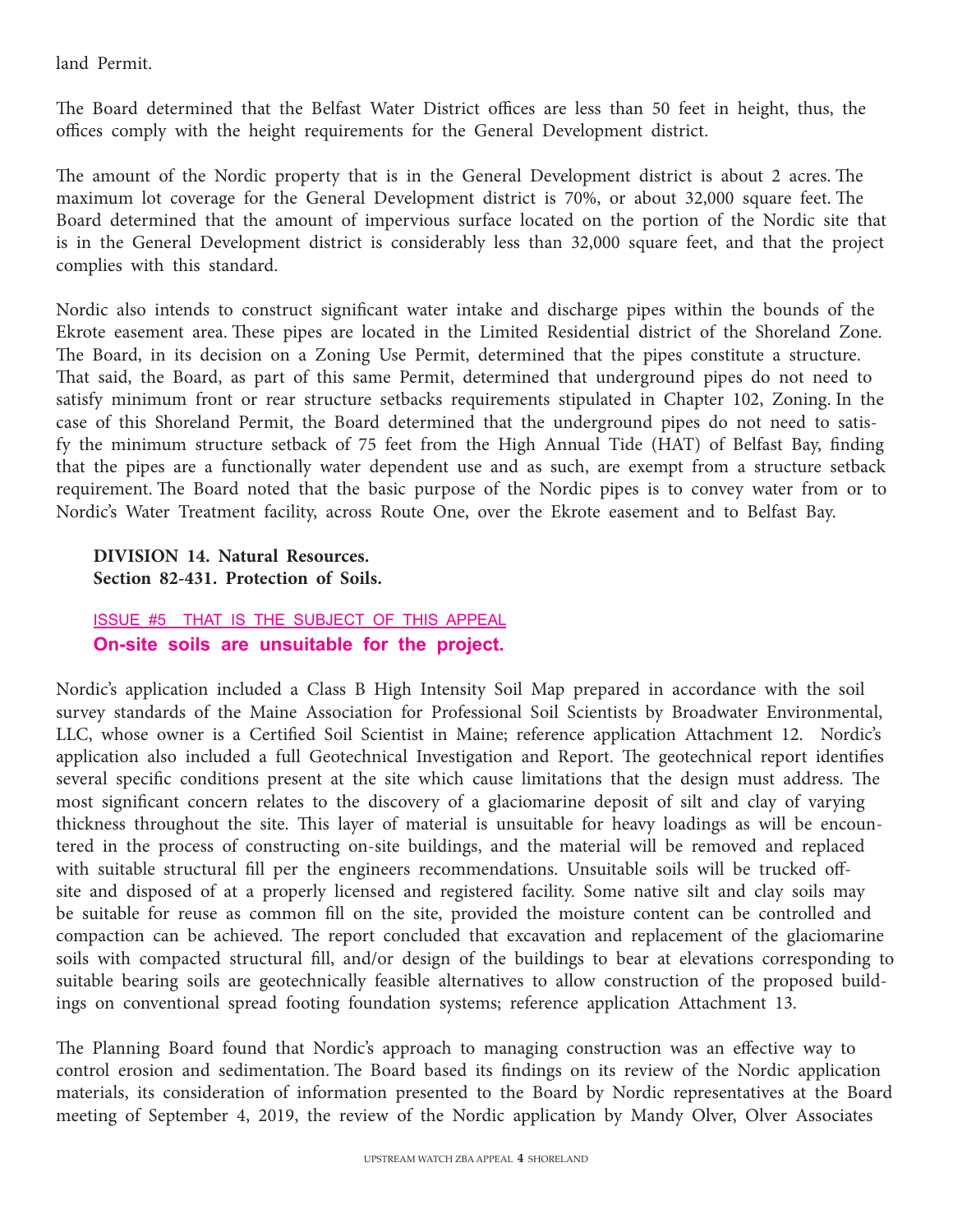land Permit.

The Board determined that the Belfast Water District offices are less than 50 feet in height, thus, the offices comply with the height requirements for the General Development district.

The amount of the Nordic property that is in the General Development district is about 2 acres. The maximum lot coverage for the General Development district is 70%, or about 32,000 square feet. The Board determined that the amount of impervious surface located on the portion of the Nordic site that is in the General Development district is considerably less than 32,000 square feet, and that the project complies with this standard.

Nordic also intends to construct significant water intake and discharge pipes within the bounds of the Ekrote easement area. These pipes are located in the Limited Residential district of the Shoreland Zone. The Board, in its decision on a Zoning Use Permit, determined that the pipes constitute a structure. That said, the Board, as part of this same Permit, determined that underground pipes do not need to satisfy minimum front or rear structure setbacks requirements stipulated in Chapter 102, Zoning. In the case of this Shoreland Permit, the Board determined that the underground pipes do not need to satisfy the minimum structure setback of 75 feet from the High Annual Tide (HAT) of Belfast Bay, finding that the pipes are a functionally water dependent use and as such, are exempt from a structure setback requirement. The Board noted that the basic purpose of the Nordic pipes is to convey water from or to Nordic's Water Treatment facility, across Route One, over the Ekrote easement and to Belfast Bay.

**DIVISION 14. Natural Resources.**
**Section 82-431. Protection of Soils.**

ISSUE #5 THAT IS THE SUBJECT OF THIS APPEAL
**On-site soils are unsuitable for the project.**

Nordic's application included a Class B High Intensity Soil Map prepared in accordance with the soil survey standards of the Maine Association for Professional Soil Scientists by Broadwater Environmental, LLC, whose owner is a Certified Soil Scientist in Maine; reference application Attachment 12. Nordic's application also included a full Geotechnical Investigation and Report. The geotechnical report identifies several specific conditions present at the site which cause limitations that the design must address. The most significant concern relates to the discovery of a glaciomarine deposit of silt and clay of varying thickness throughout the site. This layer of material is unsuitable for heavy loadings as will be encountered in the process of constructing on-site buildings, and the material will be removed and replaced with suitable structural fill per the engineers recommendations. Unsuitable soils will be trucked off-site and disposed of at a properly licensed and registered facility. Some native silt and clay soils may be suitable for reuse as common fill on the site, provided the moisture content can be controlled and compaction can be achieved. The report concluded that excavation and replacement of the glaciomarine soils with compacted structural fill, and/or design of the buildings to bear at elevations corresponding to suitable bearing soils are geotechnically feasible alternatives to allow construction of the proposed buildings on conventional spread footing foundation systems; reference application Attachment 13.

The Planning Board found that Nordic's approach to managing construction was an effective way to control erosion and sedimentation. The Board based its findings on its review of the Nordic application materials, its consideration of information presented to the Board by Nordic representatives at the Board meeting of September 4, 2019, the review of the Nordic application by Mandy Olver, Olver Associates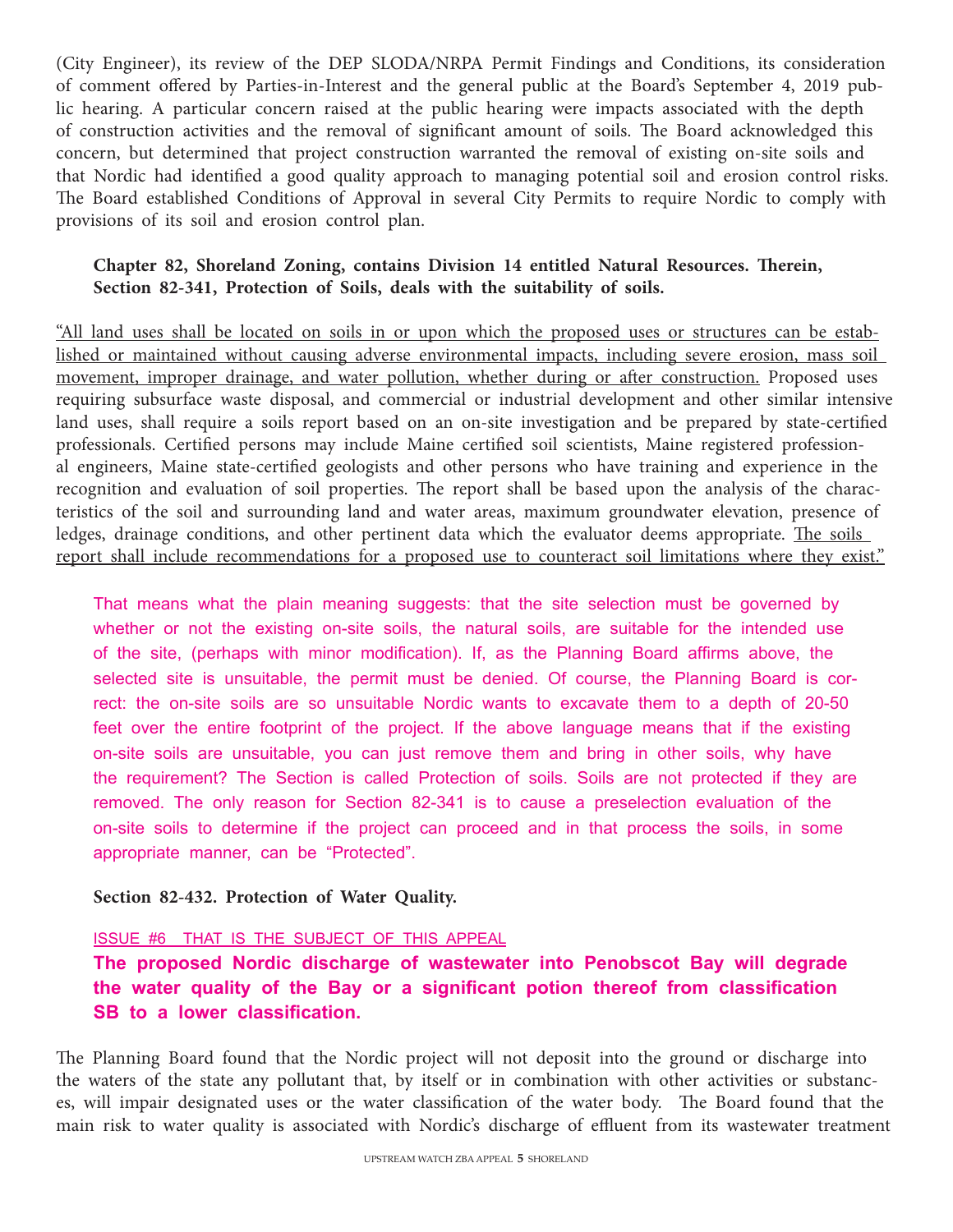(City Engineer), its review of the DEP SLODA/NRPA Permit Findings and Conditions, its consideration of comment offered by Parties-in-Interest and the general public at the Board's September 4, 2019 public hearing. A particular concern raised at the public hearing were impacts associated with the depth of construction activities and the removal of significant amount of soils. The Board acknowledged this concern, but determined that project construction warranted the removal of existing on-site soils and that Nordic had identified a good quality approach to managing potential soil and erosion control risks. The Board established Conditions of Approval in several City Permits to require Nordic to comply with provisions of its soil and erosion control plan.

**Chapter 82, Shoreland Zoning, contains Division 14 entitled Natural Resources. Therein, Section 82-341, Protection of Soils, deals with the suitability of soils.**

<u>"All land uses shall be located on soils in or upon which the proposed uses or structures can be established or maintained without causing adverse environmental impacts, including severe erosion, mass soil movement, improper drainage, and water pollution, whether during or after construction.</u> Proposed uses requiring subsurface waste disposal, and commercial or industrial development and other similar intensive land uses, shall require a soils report based on an on-site investigation and be prepared by state-certified professionals. Certified persons may include Maine certified soil scientists, Maine registered professional engineers, Maine state-certified geologists and other persons who have training and experience in the recognition and evaluation of soil properties. The report shall be based upon the analysis of the characteristics of the soil and surrounding land and water areas, maximum groundwater elevation, presence of ledges, drainage conditions, and other pertinent data which the evaluator deems appropriate. <u>The soils report shall include recommendations for a proposed use to counteract soil limitations where they exist."</u>

That means what the plain meaning suggests: that the site selection must be governed by whether or not the existing on-site soils, the natural soils, are suitable for the intended use of the site, (perhaps with minor modification). If, as the Planning Board affirms above, the selected site is unsuitable, the permit must be denied. Of course, the Planning Board is correct: the on-site soils are so unsuitable Nordic wants to excavate them to a depth of 20-50 feet over the entire footprint of the project. If the above language means that if the existing on-site soils are unsuitable, you can just remove them and bring in other soils, why have the requirement? The Section is called Protection of soils. Soils are not protected if they are removed. The only reason for Section 82-341 is to cause a preselection evaluation of the on-site soils to determine if the project can proceed and in that process the soils, in some appropriate manner, can be "Protected".

**Section 82-432. Protection of Water Quality.**

<u>ISSUE #6 THAT IS THE SUBJECT OF THIS APPEAL</u>

**The proposed Nordic discharge of wastewater into Penobscot Bay will degrade the water quality of the Bay or a significant potion thereof from classification SB to a lower classification.**

The Planning Board found that the Nordic project will not deposit into the ground or discharge into the waters of the state any pollutant that, by itself or in combination with other activities or substances, will impair designated uses or the water classification of the water body. The Board found that the main risk to water quality is associated with Nordic's discharge of effluent from its wastewater treatment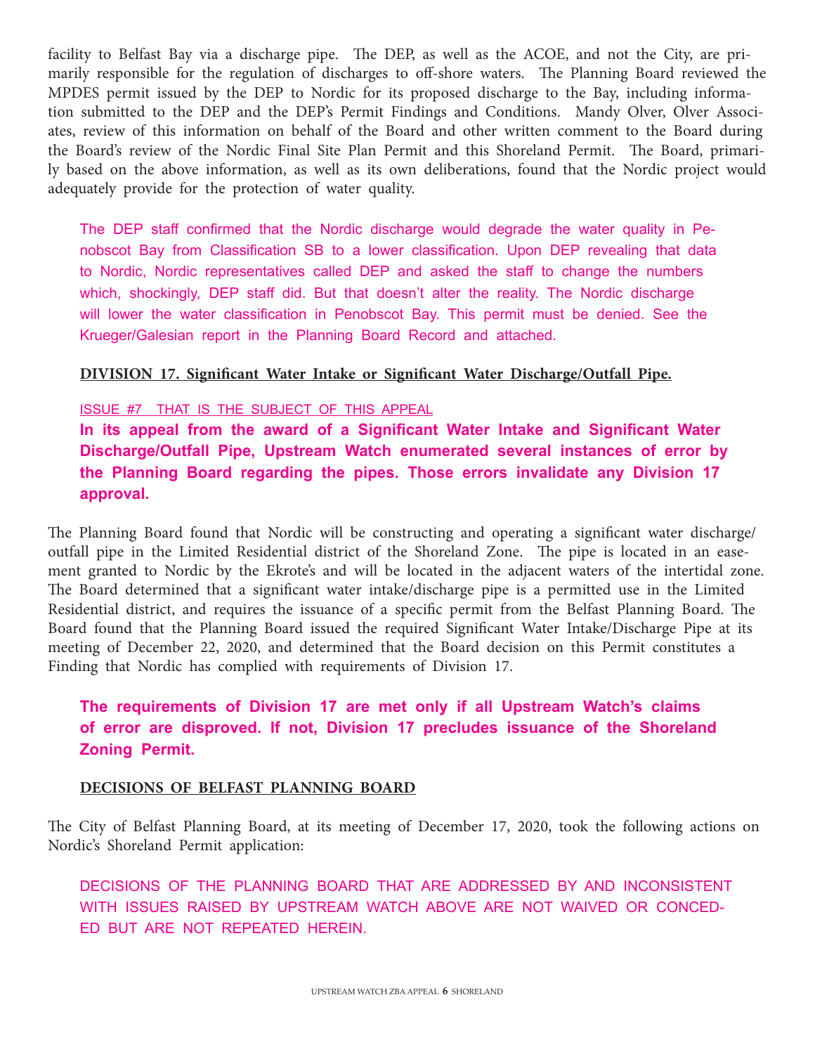facility to Belfast Bay via a discharge pipe. The DEP, as well as the ACOE, and not the City, are primarily responsible for the regulation of discharges to off-shore waters. The Planning Board reviewed the MPDES permit issued by the DEP to Nordic for its proposed discharge to the Bay, including information submitted to the DEP and the DEP's Permit Findings and Conditions. Mandy Olver, Olver Associates, review of this information on behalf of the Board and other written comment to the Board during the Board's review of the Nordic Final Site Plan Permit and this Shoreland Permit. The Board, primarily based on the above information, as well as its own deliberations, found that the Nordic project would adequately provide for the protection of water quality.

The DEP staff confirmed that the Nordic discharge would degrade the water quality in Penobscot Bay from Classification SB to a lower classification. Upon DEP revealing that data to Nordic, Nordic representatives called DEP and asked the staff to change the numbers which, shockingly, DEP staff did. But that doesn't alter the reality. The Nordic discharge will lower the water classification in Penobscot Bay. This permit must be denied. See the Krueger/Galesian report in the Planning Board Record and attached.

**DIVISION 17. Significant Water Intake or Significant Water Discharge/Outfall Pipe.**

ISSUE #7 THAT IS THE SUBJECT OF THIS APPEAL

**In its appeal from the award of a Significant Water Intake and Significant Water Discharge/Outfall Pipe, Upstream Watch enumerated several instances of error by the Planning Board regarding the pipes. Those errors invalidate any Division 17 approval.**

The Planning Board found that Nordic will be constructing and operating a significant water discharge/outfall pipe in the Limited Residential district of the Shoreland Zone. The pipe is located in an easement granted to Nordic by the Ekrote's and will be located in the adjacent waters of the intertidal zone. The Board determined that a significant water intake/discharge pipe is a permitted use in the Limited Residential district, and requires the issuance of a specific permit from the Belfast Planning Board. The Board found that the Planning Board issued the required Significant Water Intake/Discharge Pipe at its meeting of December 22, 2020, and determined that the Board decision on this Permit constitutes a Finding that Nordic has complied with requirements of Division 17.

**The requirements of Division 17 are met only if all Upstream Watch's claims of error are disproved. If not, Division 17 precludes issuance of the Shoreland Zoning Permit.**

**DECISIONS OF BELFAST PLANNING BOARD**

The City of Belfast Planning Board, at its meeting of December 17, 2020, took the following actions on Nordic's Shoreland Permit application:

DECISIONS OF THE PLANNING BOARD THAT ARE ADDRESSED BY AND INCONSISTENT WITH ISSUES RAISED BY UPSTREAM WATCH ABOVE ARE NOT WAIVED OR CONCEDED BUT ARE NOT REPEATED HEREIN.